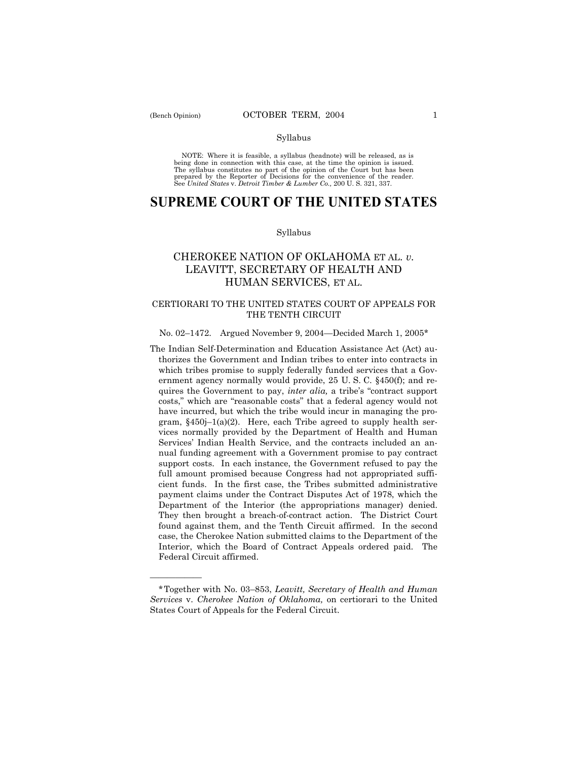Syllabus

NOTE: Where it is feasible, a syllabus (headnote) will be released, as is being done in connection with this case, at the time the opinion is issued. The syllabus constitutes no part of the opinion of the Court but has been prepared by the Reporter of Decisions for the convenience of the reader. See *United States* v. *Detroit Timber & Lumber Co.,* 200 U. S. 321, 337.

# SUPREME COURT OF THE UNITED STATES

Syllabus

## CHEROKEE NATION OF OKLAHOMA ET AL. *v.* LEAVITT, SECRETARY OF HEALTH AND HUMAN SERVICES, ET AL.

### CERTIORARI TO THE UNITED STATES COURT OF APPEALS FOR THE TENTH CIRCUIT

No. 02–1472. Argued November 9, 2004—Decided March 1, 2005*

The Indian Self-Determination and Education Assistance Act (Act) authorizes the Government and Indian tribes to enter into contracts in which tribes promise to supply federally funded services that a Government agency normally would provide, 25 U. S. C. §450(f); and requires the Government to pay, *inter alia,* a tribe's "contract support costs," which are "reasonable costs" that a federal agency would not have incurred, but which the tribe would incur in managing the program, §450j–1(a)(2). Here, each Tribe agreed to supply health services normally provided by the Department of Health and Human Services' Indian Health Service, and the contracts included an annual funding agreement with a Government promise to pay contract support costs. In each instance, the Government refused to pay the full amount promised because Congress had not appropriated sufficient funds. In the first case, the Tribes submitted administrative payment claims under the Contract Disputes Act of 1978, which the Department of the Interior (the appropriations manager) denied. They then brought a breach-of-contract action. The District Court found against them, and the Tenth Circuit affirmed. In the second case, the Cherokee Nation submitted claims to the Department of the Interior, which the Board of Contract Appeals ordered paid. The Federal Circuit affirmed.

---

*Together with No. 03–853, *Leavitt, Secretary of Health and Human Services* v. *Cherokee Nation of Oklahoma,* on certiorari to the United States Court of Appeals for the Federal Circuit.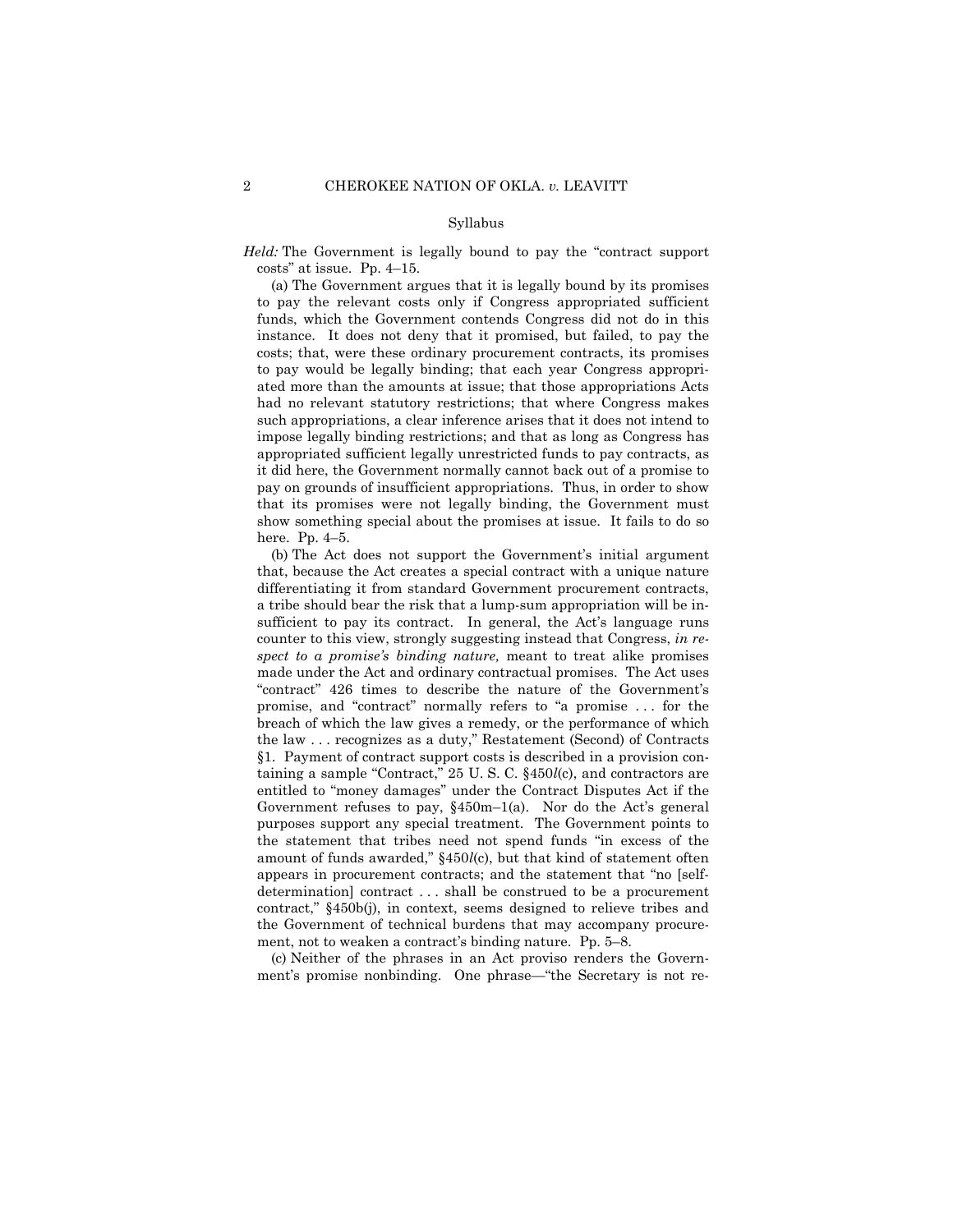Syllabus

*Held:* The Government is legally bound to pay the "contract support costs" at issue. Pp. 4–15.

(a) The Government argues that it is legally bound by its promises to pay the relevant costs only if Congress appropriated sufficient funds, which the Government contends Congress did not do in this instance. It does not deny that it promised, but failed, to pay the costs; that, were these ordinary procurement contracts, its promises to pay would be legally binding; that each year Congress appropriated more than the amounts at issue; that those appropriations Acts had no relevant statutory restrictions; that where Congress makes such appropriations, a clear inference arises that it does not intend to impose legally binding restrictions; and that as long as Congress has appropriated sufficient legally unrestricted funds to pay contracts, as it did here, the Government normally cannot back out of a promise to pay on grounds of insufficient appropriations. Thus, in order to show that its promises were not legally binding, the Government must show something special about the promises at issue. It fails to do so here. Pp. 4–5.

(b) The Act does not support the Government's initial argument that, because the Act creates a special contract with a unique nature differentiating it from standard Government procurement contracts, a tribe should bear the risk that a lump-sum appropriation will be insufficient to pay its contract. In general, the Act's language runs counter to this view, strongly suggesting instead that Congress, *in respect to a promise's binding nature,* meant to treat alike promises made under the Act and ordinary contractual promises. The Act uses "contract" 426 times to describe the nature of the Government's promise, and "contract" normally refers to "a promise . . . for the breach of which the law gives a remedy, or the performance of which the law . . . recognizes as a duty," Restatement (Second) of Contracts §1. Payment of contract support costs is described in a provision containing a sample "Contract," 25 U. S. C. §450*l*(c), and contractors are entitled to "money damages" under the Contract Disputes Act if the Government refuses to pay, §450m–1(a). Nor do the Act's general purposes support any special treatment. The Government points to the statement that tribes need not spend funds "in excess of the amount of funds awarded," §450*l*(c), but that kind of statement often appears in procurement contracts; and the statement that "no [self-determination] contract . . . shall be construed to be a procurement contract," §450b(j), in context, seems designed to relieve tribes and the Government of technical burdens that may accompany procurement, not to weaken a contract's binding nature. Pp. 5–8.

(c) Neither of the phrases in an Act proviso renders the Government's promise nonbinding. One phrase—"the Secretary is not re-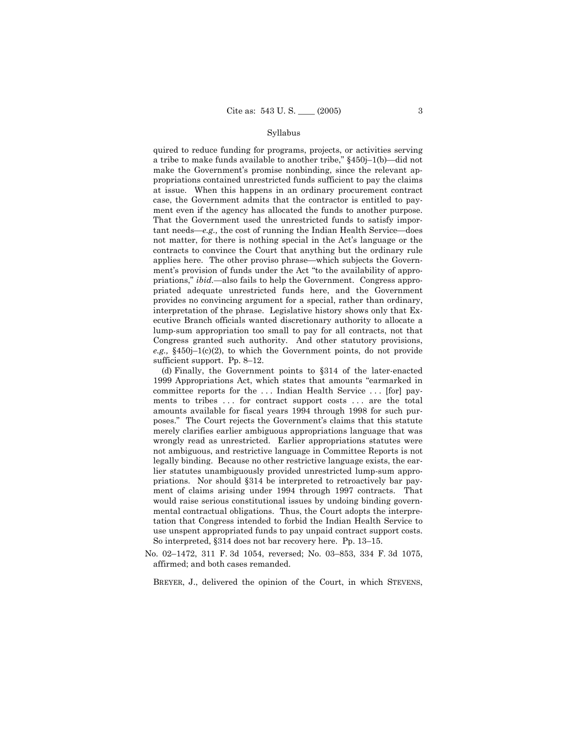quired to reduce funding for programs, projects, or activities serving a tribe to make funds available to another tribe," §450j–1(b)—did not make the Government's promise nonbinding, since the relevant appropriations contained unrestricted funds sufficient to pay the claims at issue. When this happens in an ordinary procurement contract case, the Government admits that the contractor is entitled to payment even if the agency has allocated the funds to another purpose. That the Government used the unrestricted funds to satisfy important needs—*e.g.,* the cost of running the Indian Health Service—does not matter, for there is nothing special in the Act's language or the contracts to convince the Court that anything but the ordinary rule applies here. The other proviso phrase—which subjects the Government's provision of funds under the Act "to the availability of appropriations," *ibid.*—also fails to help the Government. Congress appropriated adequate unrestricted funds here, and the Government provides no convincing argument for a special, rather than ordinary, interpretation of the phrase. Legislative history shows only that Executive Branch officials wanted discretionary authority to allocate a lump-sum appropriation too small to pay for all contracts, not that Congress granted such authority. And other statutory provisions, *e.g.,* §450j–1(c)(2), to which the Government points, do not provide sufficient support. Pp. 8–12.

(d) Finally, the Government points to §314 of the later-enacted 1999 Appropriations Act, which states that amounts "earmarked in committee reports for the . . . Indian Health Service . . . [for] payments to tribes . . . for contract support costs . . . are the total amounts available for fiscal years 1994 through 1998 for such purposes." The Court rejects the Government's claims that this statute merely clarifies earlier ambiguous appropriations language that was wrongly read as unrestricted. Earlier appropriations statutes were not ambiguous, and restrictive language in Committee Reports is not legally binding. Because no other restrictive language exists, the earlier statutes unambiguously provided unrestricted lump-sum appropriations. Nor should §314 be interpreted to retroactively bar payment of claims arising under 1994 through 1997 contracts. That would raise serious constitutional issues by undoing binding governmental contractual obligations. Thus, the Court adopts the interpretation that Congress intended to forbid the Indian Health Service to use unspent appropriated funds to pay unpaid contract support costs. So interpreted, §314 does not bar recovery here. Pp. 13–15.

No. 02–1472, 311 F. 3d 1054, reversed; No. 03–853, 334 F. 3d 1075, affirmed; and both cases remanded.

BREYER, J., delivered the opinion of the Court, in which STEVENS,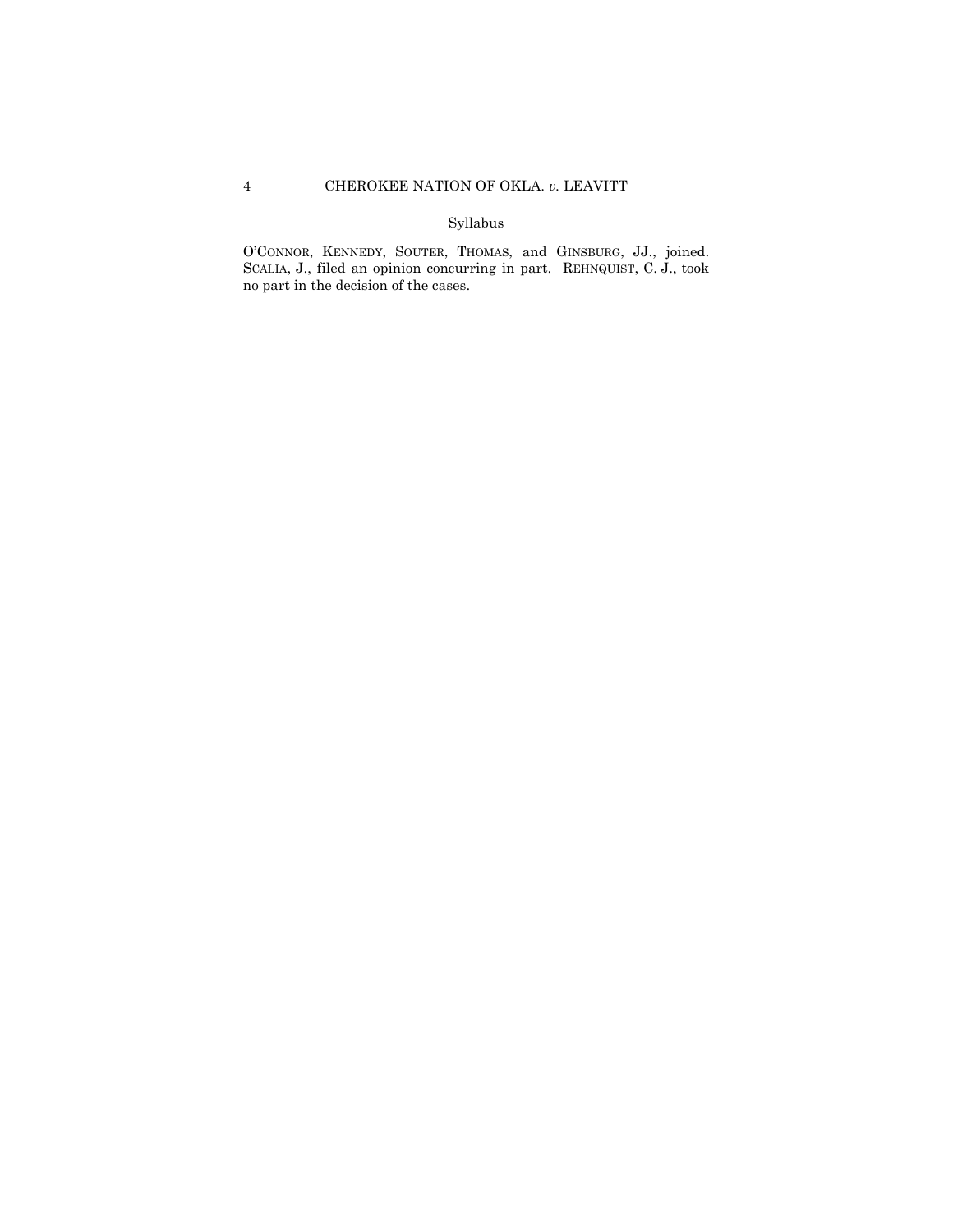O'CONNOR, KENNEDY, SOUTER, THOMAS, and GINSBURG, JJ., joined. SCALIA, J., filed an opinion concurring in part. REHNQUIST, C. J., took no part in the decision of the cases.